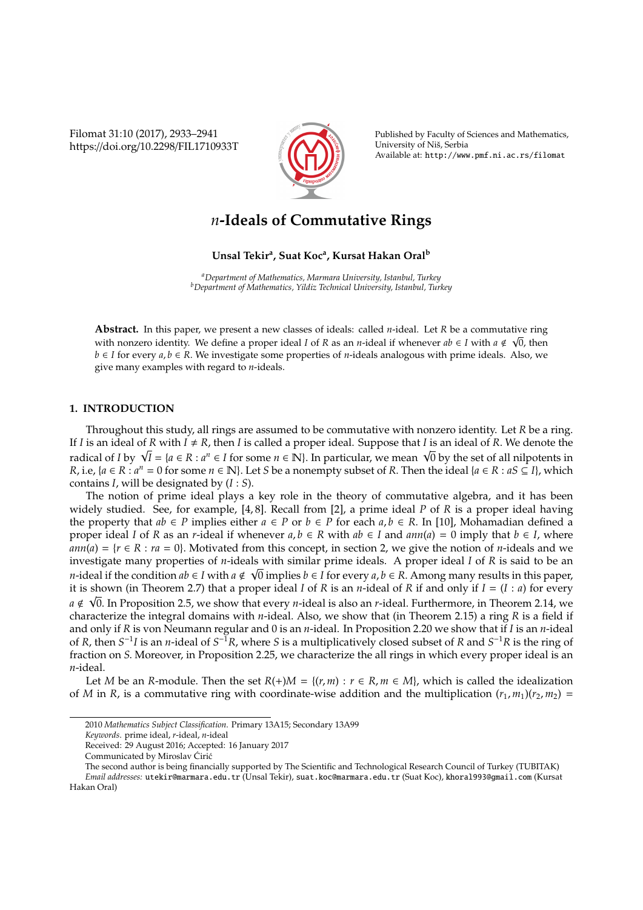# $n$-Ideals of Commutative Rings

**Unsal Tekir[a], Suat Koc[a], Kursat Hakan Oral[b]**

[a]*Department of Mathematics, Marmara University, Istanbul, Turkey*
[b]*Department of Mathematics, Yildiz Technical University, Istanbul, Turkey*

**Abstract.** In this paper, we present a new classes of ideals: called $n$-ideal. Let $R$ be a commutative ring with nonzero identity. We define a proper ideal $I$ of $R$ as an $n$-ideal if whenever $ab \in I$ with $a \notin \sqrt{0}$, then $b \in I$ for every $a, b \in R$. We investigate some properties of $n$-ideals analogous with prime ideals. Also, we give many examples with regard to $n$-ideals.

## 1. INTRODUCTION

Throughout this study, all rings are assumed to be commutative with nonzero identity. Let $R$ be a ring. If $I$ is an ideal of $R$ with $I \neq R$, then $I$ is called a proper ideal. Suppose that $I$ is an ideal of $R$. We denote the radical of $I$ by $\sqrt{I} = \{a \in R : a^n \in I \text{ for some } n \in \mathbb{N}\}$. In particular, we mean $\sqrt{0}$ by the set of all nilpotents in $R$, i.e, $\{a \in R : a^n = 0 \text{ for some } n \in \mathbb{N}\}$. Let $S$ be a nonempty subset of $R$. Then the ideal $\{a \in R : aS \subseteq I\}$, which contains $I$, will be designated by $(I : S)$.

The notion of prime ideal plays a key role in the theory of commutative algebra, and it has been widely studied. See, for example, [4, 8]. Recall from [2], a prime ideal $P$ of $R$ is a proper ideal having the property that $ab \in P$ implies either $a \in P$ or $b \in P$ for each $a, b \in R$. In [10], Mohamadian defined a proper ideal $I$ of $R$ as an $r$-ideal if whenever $a, b \in R$ with $ab \in I$ and $ann(a) = 0$ imply that $b \in I$, where $ann(a) = \{r \in R : ra = 0\}$. Motivated from this concept, in section 2, we give the notion of $n$-ideals and we investigate many properties of $n$-ideals with similar prime ideals. A proper ideal $I$ of $R$ is said to be an $n$-ideal if the condition $ab \in I$ with $a \notin \sqrt{0}$ implies $b \in I$ for every $a, b \in R$. Among many results in this paper, it is shown (in Theorem 2.7) that a proper ideal $I$ of $R$ is an $n$-ideal of $R$ if and only if $I = (I : a)$ for every $a \notin \sqrt{0}$. In Proposition 2.5, we show that every $n$-ideal is also an $r$-ideal. Furthermore, in Theorem 2.14, we characterize the integral domains with $n$-ideal. Also, we show that (in Theorem 2.15) a ring $R$ is a field if and only if $R$ is von Neumann regular and 0 is an $n$-ideal. In Proposition 2.20 we show that if $I$ is an $n$-ideal of $R$, then $S^{-1}I$ is an $n$-ideal of $S^{-1}R$, where $S$ is a multiplicatively closed subset of $R$ and $S^{-1}R$ is the ring of fraction on $S$. Moreover, in Proposition 2.25, we characterize the all rings in which every proper ideal is an $n$-ideal.

Let $M$ be an $R$-module. Then the set $R(+)M = \{(r, m) : r \in R, m \in M\}$, which is called the idealization of $M$ in $R$, is a commutative ring with coordinate-wise addition and the multiplication $(r_1, m_1)(r_2, m_2) =$

---

2010 *Mathematics Subject Classification*. Primary 13A15; Secondary 13A99

*Keywords*. prime ideal, $r$-ideal, $n$-ideal

Received: 29 August 2016; Accepted: 16 January 2017

Communicated by Miroslav Ćirić

The second author is being financially supported by The Scientific and Technological Research Council of Turkey (TUBITAK)

*Email addresses:* utekir@marmara.edu.tr (Unsal Tekir), suat.koc@marmara.edu.tr (Suat Koc), khoral993@gmail.com (Kursat Hakan Oral)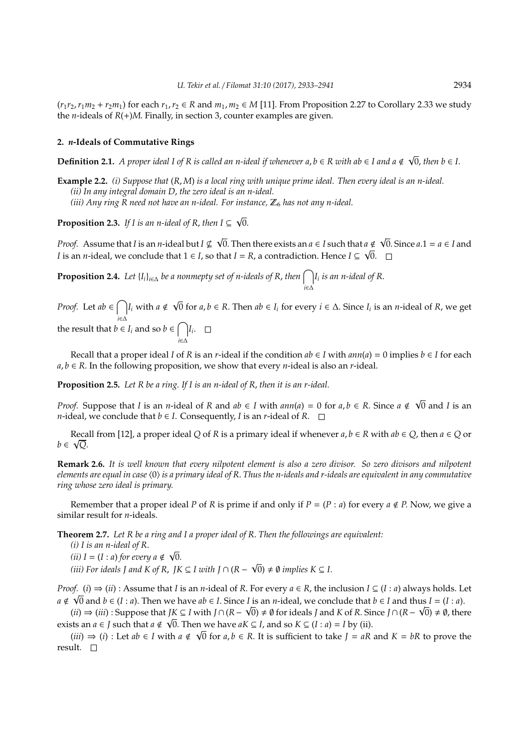$(r_1r_2, r_1m_2 + r_2m_1)$ for each $r_1, r_2 \in R$ and $m_1, m_2 \in M$ [11]. From Proposition 2.27 to Corollary 2.33 we study the $n$-ideals of $R(+)M$. Finally, in section 3, counter examples are given.

## 2. *n*-Ideals of Commutative Rings

**Definition 2.1.** *A proper ideal $I$ of $R$ is called an $n$-ideal if whenever $a, b \in R$ with $ab \in I$ and $a \notin \sqrt{0}$, then $b \in I$.*

**Example 2.2.** *(i) Suppose that $(R, M)$ is a local ring with unique prime ideal. Then every ideal is an $n$-ideal.*
*(ii) In any integral domain $D$, the zero ideal is an $n$-ideal.*
*(iii) Any ring $R$ need not have an $n$-ideal. For instance, $\mathbb{Z}_6$ has not any $n$-ideal.*

**Proposition 2.3.** *If $I$ is an $n$-ideal of $R$, then $I \subseteq \sqrt{0}$.*

*Proof.* Assume that $I$ is an $n$-ideal but $I \nsubseteq \sqrt{0}$. Then there exists an $a \in I$ such that $a \notin \sqrt{0}$. Since $a.1 = a \in I$ and $I$ is an $n$-ideal, we conclude that $1 \in I$, so that $I = R$, a contradiction. Hence $I \subseteq \sqrt{0}$. □

**Proposition 2.4.** *Let $\{I_i\}_{i\in\Delta}$ be a nonmepty set of $n$-ideals of $R$, then $\bigcap_{i\in\Delta} I_i$ is an $n$-ideal of $R$.*

*Proof.* Let $ab \in \bigcap_{i\in\Delta} I_i$ with $a \notin \sqrt{0}$ for $a, b \in R$. Then $ab \in I_i$ for every $i \in \Delta$. Since $I_i$ is an $n$-ideal of $R$, we get the result that $b \in I_i$ and so $b \in \bigcap_{i\in\Delta} I_i$. □

Recall that a proper ideal $I$ of $R$ is an $r$-ideal if the condition $ab \in I$ with $ann(a) = 0$ implies $b \in I$ for each $a, b \in R$. In the following proposition, we show that every $n$-ideal is also an $r$-ideal.

**Proposition 2.5.** *Let $R$ be a ring. If $I$ is an $n$-ideal of $R$, then it is an $r$-ideal.*

*Proof.* Suppose that $I$ is an $n$-ideal of $R$ and $ab \in I$ with $ann(a) = 0$ for $a, b \in R$. Since $a \notin \sqrt{0}$ and $I$ is an $n$-ideal, we conclude that $b \in I$. Consequently, $I$ is an $r$-ideal of $R$. □

Recall from [12], a proper ideal $Q$ of $R$ is a primary ideal if whenever $a, b \in R$ with $ab \in Q$, then $a \in Q$ or $b \in \sqrt{Q}$.

**Remark 2.6.** *It is well known that every nilpotent element is also a zero divisor. So zero divisors and nilpotent elements are equal in case $\langle 0\rangle$ is a primary ideal of $R$. Thus the $n$-ideals and $r$-ideals are equivalent in any commutative ring whose zero ideal is primary.*

Remember that a proper ideal $P$ of $R$ is prime if and only if $P = (P : a)$ for every $a \notin P$. Now, we give a similar result for $n$-ideals.

**Theorem 2.7.** *Let $R$ be a ring and $I$ a proper ideal of $R$. Then the followings are equivalent:*
*(i) $I$ is an $n$-ideal of $R$.*
*(ii) $I = (I : a)$ for every $a \notin \sqrt{0}$.*
*(iii) For ideals $J$ and $K$ of $R$, $JK \subseteq I$ with $J \cap (R - \sqrt{0}) \neq \emptyset$ implies $K \subseteq I$.*

*Proof.* $(i) \Rightarrow (ii)$ : Assume that $I$ is an $n$-ideal of $R$. For every $a \in R$, the inclusion $I \subseteq (I : a)$ always holds. Let $a \notin \sqrt{0}$ and $b \in (I : a)$. Then we have $ab \in I$. Since $I$ is an $n$-ideal, we conclude that $b \in I$ and thus $I = (I : a)$.

$(ii) \Rightarrow (iii)$ : Suppose that $JK \subseteq I$ with $J \cap (R - \sqrt{0}) \neq \emptyset$ for ideals $J$ and $K$ of $R$. Since $J \cap (R - \sqrt{0}) \neq \emptyset$, there exists an $a \in J$ such that $a \notin \sqrt{0}$. Then we have $aK \subseteq I$, and so $K \subseteq (I : a) = I$ by (ii).

$(iii) \Rightarrow (i)$ : Let $ab \in I$ with $a \notin \sqrt{0}$ for $a, b \in R$. It is sufficient to take $J = aR$ and $K = bR$ to prove the result. □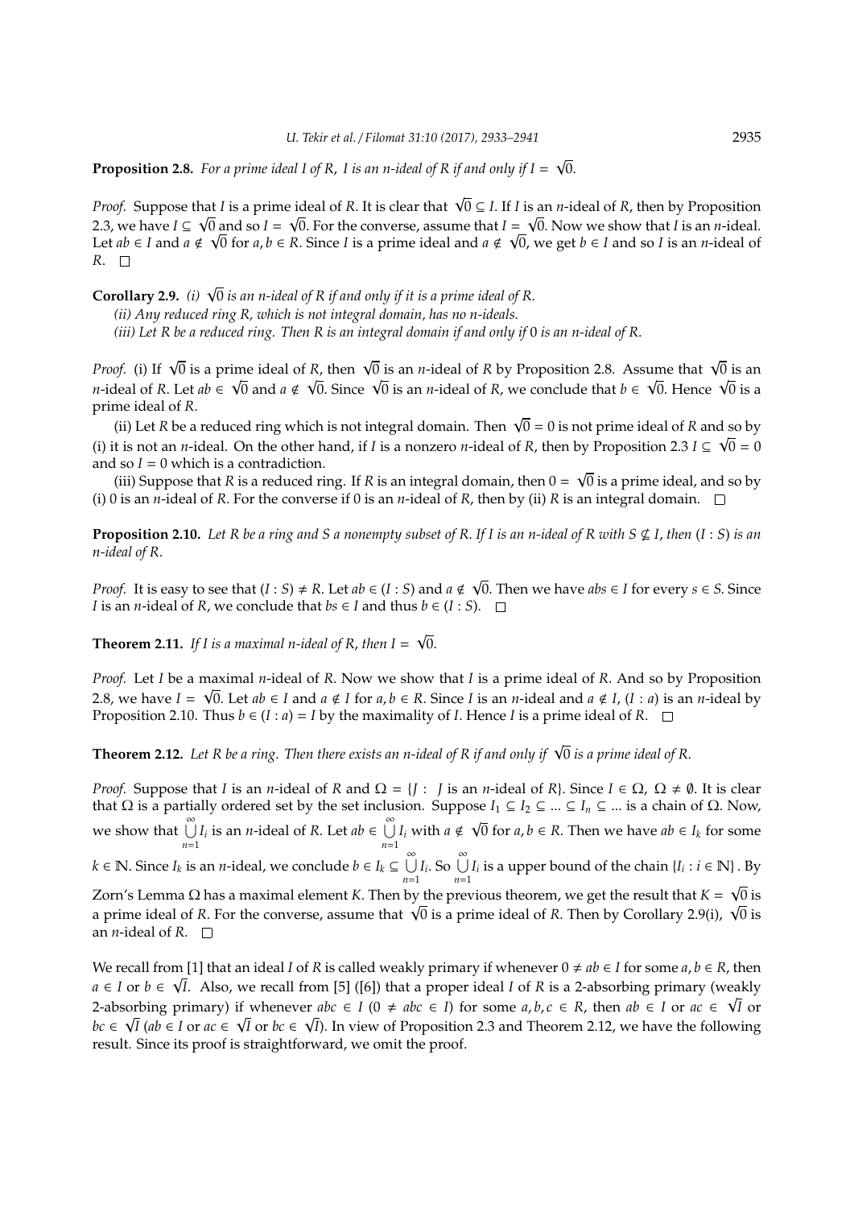**Proposition 2.8.** *For a prime ideal $I$ of $R$, $I$ is an $n$-ideal of $R$ if and only if $I = \sqrt{0}$.*

*Proof.* Suppose that $I$ is a prime ideal of $R$. It is clear that $\sqrt{0} \subseteq I$. If $I$ is an $n$-ideal of $R$, then by Proposition 2.3, we have $I \subseteq \sqrt{0}$ and so $I = \sqrt{0}$. For the converse, assume that $I = \sqrt{0}$. Now we show that $I$ is an $n$-ideal. Let $ab \in I$ and $a \notin \sqrt{0}$ for $a, b \in R$. Since $I$ is a prime ideal and $a \notin \sqrt{0}$, we get $b \in I$ and so $I$ is an $n$-ideal of $R$. $\square$

**Corollary 2.9.** *(i) $\sqrt{0}$ is an $n$-ideal of $R$ if and only if it is a prime ideal of $R$.*

*(ii) Any reduced ring $R$, which is not integral domain, has no $n$-ideals.*

*(iii) Let $R$ be a reduced ring. Then $R$ is an integral domain if and only if $0$ is an $n$-ideal of $R$.*

*Proof.* (i) If $\sqrt{0}$ is a prime ideal of $R$, then $\sqrt{0}$ is an $n$-ideal of $R$ by Proposition 2.8. Assume that $\sqrt{0}$ is an $n$-ideal of $R$. Let $ab \in \sqrt{0}$ and $a \notin \sqrt{0}$. Since $\sqrt{0}$ is an $n$-ideal of $R$, we conclude that $b \in \sqrt{0}$. Hence $\sqrt{0}$ is a prime ideal of $R$.

(ii) Let $R$ be a reduced ring which is not integral domain. Then $\sqrt{0} = 0$ is not prime ideal of $R$ and so by (i) it is not an $n$-ideal. On the other hand, if $I$ is a nonzero $n$-ideal of $R$, then by Proposition 2.3 $I \subseteq \sqrt{0} = 0$ and so $I = 0$ which is a contradiction.

(iii) Suppose that $R$ is a reduced ring. If $R$ is an integral domain, then $0 = \sqrt{0}$ is a prime ideal, and so by (i) $0$ is an $n$-ideal of $R$. For the converse if $0$ is an $n$-ideal of $R$, then by (ii) $R$ is an integral domain. $\square$

**Proposition 2.10.** *Let $R$ be a ring and $S$ a nonempty subset of $R$. If $I$ is an $n$-ideal of $R$ with $S \nsubseteq I$, then $(I : S)$ is an $n$-ideal of $R$.*

*Proof.* It is easy to see that $(I : S) \neq R$. Let $ab \in (I : S)$ and $a \notin \sqrt{0}$. Then we have $abs \in I$ for every $s \in S$. Since $I$ is an $n$-ideal of $R$, we conclude that $bs \in I$ and thus $b \in (I : S)$. $\square$

**Theorem 2.11.** *If $I$ is a maximal $n$-ideal of $R$, then $I = \sqrt{0}$.*

*Proof.* Let $I$ be a maximal $n$-ideal of $R$. Now we show that $I$ is a prime ideal of $R$. And so by Proposition 2.8, we have $I = \sqrt{0}$. Let $ab \in I$ and $a \notin I$ for $a, b \in R$. Since $I$ is an $n$-ideal and $a \notin I$, $(I : a)$ is an $n$-ideal by Proposition 2.10. Thus $b \in (I : a) = I$ by the maximality of $I$. Hence $I$ is a prime ideal of $R$. $\square$

**Theorem 2.12.** *Let $R$ be a ring. Then there exists an $n$-ideal of $R$ if and only if $\sqrt{0}$ is a prime ideal of $R$.*

*Proof.* Suppose that $I$ is an $n$-ideal of $R$ and $\Omega = \{J : J \text{ is an } n\text{-ideal of } R\}$. Since $I \in \Omega$, $\Omega \neq \emptyset$. It is clear that $\Omega$ is a partially ordered set by the set inclusion. Suppose $I_1 \subseteq I_2 \subseteq ... \subseteq I_n \subseteq ...$ is a chain of $\Omega$. Now, we show that $\bigcup_{n=1}^{\infty} I_i$ is an $n$-ideal of $R$. Let $ab \in \bigcup_{n=1}^{\infty} I_i$ with $a \notin \sqrt{0}$ for $a, b \in R$. Then we have $ab \in I_k$ for some $k \in \mathbb{N}$. Since $I_k$ is an $n$-ideal, we conclude $b \in I_k \subseteq \bigcup_{n=1}^{\infty} I_i$. So $\bigcup_{n=1}^{\infty} I_i$ is a upper bound of the chain $\{I_i : i \in \mathbb{N}\}$. By Zorn's Lemma $\Omega$ has a maximal element $K$. Then by the previous theorem, we get the result that $K = \sqrt{0}$ is a prime ideal of $R$. For the converse, assume that $\sqrt{0}$ is a prime ideal of $R$. Then by Corollary 2.9(i), $\sqrt{0}$ is an $n$-ideal of $R$. $\square$

We recall from [1] that an ideal $I$ of $R$ is called weakly primary if whenever $0 \neq ab \in I$ for some $a, b \in R$, then $a \in I$ or $b \in \sqrt{I}$. Also, we recall from [5] ([6]) that a proper ideal $I$ of $R$ is a 2-absorbing primary (weakly 2-absorbing primary) if whenever $abc \in I$ ($0 \neq abc \in I$) for some $a, b, c \in R$, then $ab \in I$ or $ac \in \sqrt{I}$ or $bc \in \sqrt{I}$ ($ab \in I$ or $ac \in \sqrt{I}$ or $bc \in \sqrt{I}$). In view of Proposition 2.3 and Theorem 2.12, we have the following result. Since its proof is straightforward, we omit the proof.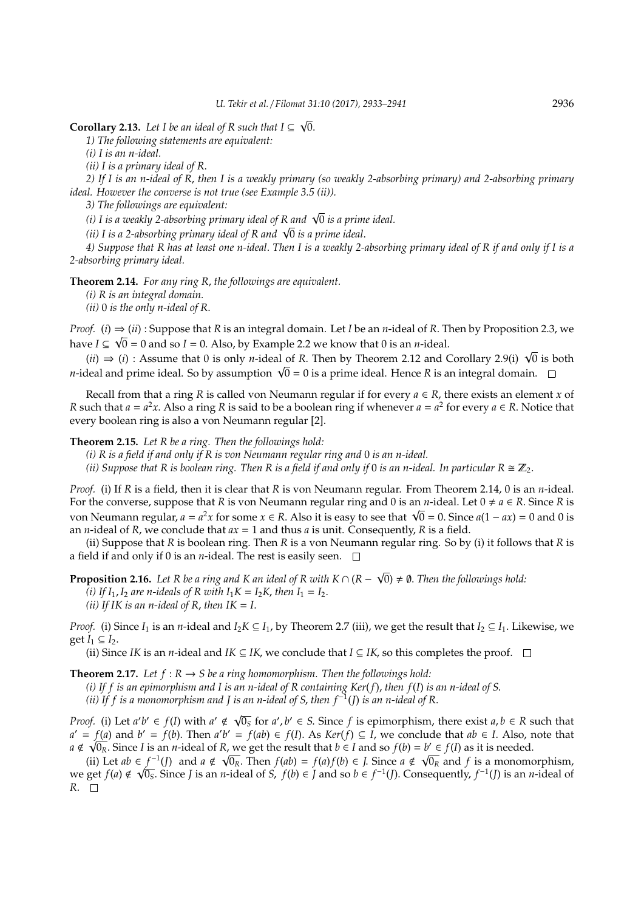**Corollary 2.13.** *Let $I$ be an ideal of $R$ such that $I \subseteq \sqrt{0}$.*

*1) The following statements are equivalent:*

*(i) $I$ is an $n$-ideal.*

*(ii) $I$ is a primary ideal of $R$.*

*2) If $I$ is an $n$-ideal of $R$, then $I$ is a weakly primary (so weakly 2-absorbing primary) and 2-absorbing primary ideal. However the converse is not true (see Example 3.5 (ii)).*

*3) The followings are equivalent:*

*(i) $I$ is a weakly 2-absorbing primary ideal of $R$ and $\sqrt{0}$ is a prime ideal.*

*(ii) $I$ is a 2-absorbing primary ideal of $R$ and $\sqrt{0}$ is a prime ideal.*

*4) Suppose that $R$ has at least one $n$-ideal. Then $I$ is a weakly 2-absorbing primary ideal of $R$ if and only if $I$ is a 2-absorbing primary ideal.*

**Theorem 2.14.** *For any ring $R$, the followings are equivalent.*

*(i) $R$ is an integral domain.*

*(ii) 0 is the only $n$-ideal of $R$.*

*Proof.* $(i) \Rightarrow (ii)$ : Suppose that $R$ is an integral domain. Let $I$ be an $n$-ideal of $R$. Then by Proposition 2.3, we have $I \subseteq \sqrt{0} = 0$ and so $I = 0$. Also, by Example 2.2 we know that 0 is an $n$-ideal.

$(ii) \Rightarrow (i)$ : Assume that 0 is only $n$-ideal of $R$. Then by Theorem 2.12 and Corollary 2.9(i) $\sqrt{0}$ is both $n$-ideal and prime ideal. So by assumption $\sqrt{0} = 0$ is a prime ideal. Hence $R$ is an integral domain. □

Recall from that a ring $R$ is called von Neumann regular if for every $a \in R$, there exists an element $x$ of $R$ such that $a = a^2x$. Also a ring $R$ is said to be a boolean ring if whenever $a = a^2$ for every $a \in R$. Notice that every boolean ring is also a von Neumann regular [2].

**Theorem 2.15.** *Let $R$ be a ring. Then the followings hold:*

*(i) $R$ is a field if and only if $R$ is von Neumann regular ring and 0 is an $n$-ideal.*

*(ii) Suppose that $R$ is boolean ring. Then $R$ is a field if and only if 0 is an $n$-ideal. In particular $R \cong \mathbb{Z}_2$.*

*Proof.* (i) If $R$ is a field, then it is clear that $R$ is von Neumann regular. From Theorem 2.14, 0 is an $n$-ideal. For the converse, suppose that $R$ is von Neumann regular ring and 0 is an $n$-ideal. Let $0 \neq a \in R$. Since $R$ is von Neumann regular, $a = a^2x$ for some $x \in R$. Also it is easy to see that $\sqrt{0} = 0$. Since $a(1 - ax) = 0$ and 0 is an $n$-ideal of $R$, we conclude that $ax = 1$ and thus $a$ is unit. Consequently, $R$ is a field.

(ii) Suppose that $R$ is boolean ring. Then $R$ is a von Neumann regular ring. So by (i) it follows that $R$ is a field if and only if 0 is an $n$-ideal. The rest is easily seen. □

**Proposition 2.16.** *Let $R$ be a ring and $K$ an ideal of $R$ with $K \cap (R - \sqrt{0}) \neq \emptyset$. Then the followings hold:*

*(i) If $I_1, I_2$ are $n$-ideals of $R$ with $I_1K = I_2K$, then $I_1 = I_2$.*

*(ii) If $IK$ is an $n$-ideal of $R$, then $IK = I$.*

*Proof.* (i) Since $I_1$ is an $n$-ideal and $I_2K \subseteq I_1$, by Theorem 2.7 (iii), we get the result that $I_2 \subseteq I_1$. Likewise, we get $I_1 \subseteq I_2$.

(ii) Since $IK$ is an $n$-ideal and $IK \subseteq IK$, we conclude that $I \subseteq IK$, so this completes the proof. □

**Theorem 2.17.** *Let $f : R \to S$ be a ring homomorphism. Then the followings hold:*

*(i) If $f$ is an epimorphism and $I$ is an $n$-ideal of $R$ containing $Ker(f)$, then $f(I)$ is an $n$-ideal of $S$.*

*(ii) If $f$ is a monomorphism and $J$ is an $n$-ideal of $S$, then $f^{-1}(J)$ is an $n$-ideal of $R$.*

*Proof.* (i) Let $a'b' \in f(I)$ with $a' \notin \sqrt{0_S}$ for $a', b' \in S$. Since $f$ is epimorphism, there exist $a, b \in R$ such that $a' = f(a)$ and $b' = f(b)$. Then $a'b' = f(ab) \in f(I)$. As $Ker(f) \subseteq I$, we conclude that $ab \in I$. Also, note that $a \notin \sqrt{0_R}$. Since $I$ is an $n$-ideal of $R$, we get the result that $b \in I$ and so $f(b) = b' \in f(I)$ as it is needed.

(ii) Let $ab \in f^{-1}(J)$ and $a \notin \sqrt{0_R}$. Then $f(ab) = f(a)f(b) \in J$. Since $a \notin \sqrt{0_R}$ and $f$ is a monomorphism, we get $f(a) \notin \sqrt{0_S}$. Since $J$ is an $n$-ideal of $S$, $f(b) \in J$ and so $b \in f^{-1}(J)$. Consequently, $f^{-1}(J)$ is an $n$-ideal of $R$. □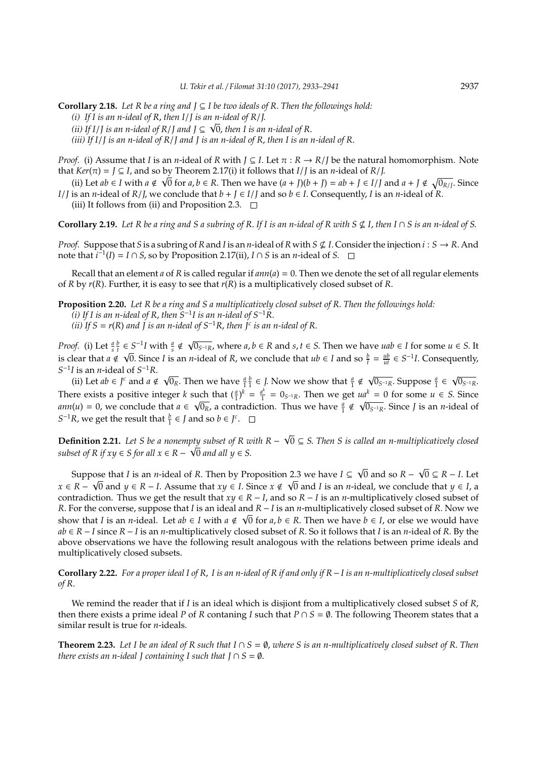**Corollary 2.18.** *Let $R$ be a ring and $J \subseteq I$ be two ideals of $R$. Then the followings hold:*

*(i) If $I$ is an $n$-ideal of $R$, then $I/J$ is an $n$-ideal of $R/J$.*

*(ii) If $I/J$ is an $n$-ideal of $R/J$ and $J \subseteq \sqrt{0}$, then $I$ is an $n$-ideal of $R$.*

*(iii) If $I/J$ is an $n$-ideal of $R/J$ and $J$ is an $n$-ideal of $R$, then $I$ is an $n$-ideal of $R$.*

*Proof.* (i) Assume that $I$ is an $n$-ideal of $R$ with $J \subseteq I$. Let $\pi : R \to R/J$ be the natural homomorphism. Note that $Ker(\pi) = J \subseteq I$, and so by Theorem 2.17(i) it follows that $I/J$ is an $n$-ideal of $R/J$.

(ii) Let $ab \in I$ with $a \notin \sqrt{0}$ for $a, b \in R$. Then we have $(a + J)(b + J) = ab + J \in I/J$ and $a + J \notin \sqrt{0_{R/J}}$. Since $I/J$ is an $n$-ideal of $R/J$, we conclude that $b + J \in I/J$ and so $b \in I$. Consequently, $I$ is an $n$-ideal of $R$.

(iii) It follows from (ii) and Proposition 2.3. $\square$

**Corollary 2.19.** *Let $R$ be a ring and $S$ a subring of $R$. If $I$ is an $n$-ideal of $R$ with $S \nsubseteq I$, then $I \cap S$ is an $n$-ideal of $S$.*

*Proof.* Suppose that $S$ is a subring of $R$ and $I$ is an $n$-ideal of $R$ with $S \nsubseteq I$. Consider the injection $i : S \to R$. And note that $i^{-1}(I) = I \cap S$, so by Proposition 2.17(ii), $I \cap S$ is an $n$-ideal of $S$. $\square$

Recall that an element $a$ of $R$ is called regular if $ann(a) = 0$. Then we denote the set of all regular elements of $R$ by $r(R)$. Further, it is easy to see that $r(R)$ is a multiplicatively closed subset of $R$.

**Proposition 2.20.** *Let $R$ be a ring and $S$ a multiplicatively closed subset of $R$. Then the followings hold:*

*(i) If $I$ is an $n$-ideal of $R$, then $S^{-1}I$ is an $n$-ideal of $S^{-1}R$.*

*(ii) If $S = r(R)$ and $J$ is an $n$-ideal of $S^{-1}R$, then $J^c$ is an $n$-ideal of $R$.*

*Proof.* (i) Let $\frac{a}{s}\frac{b}{t} \in S^{-1}I$ with $\frac{a}{s} \notin \sqrt{0_{S^{-1}R}}$, where $a, b \in R$ and $s, t \in S$. Then we have $uab \in I$ for some $u \in S$. It is clear that $a \notin \sqrt{0}$. Since $I$ is an $n$-ideal of $R$, we conclude that $ub \in I$ and so $\frac{b}{t} = \frac{ub}{ut} \in S^{-1}I$. Consequently, $S^{-1}I$ is an $n$-ideal of $S^{-1}R$.

(ii) Let $ab \in J^c$ and $a \notin \sqrt{0_R}$. Then we have $\frac{a}{1}\frac{b}{1} \in J$. Now we show that $\frac{a}{1} \notin \sqrt{0_{S^{-1}R}}$. Suppose $\frac{a}{1} \in \sqrt{0_{S^{-1}R}}$. There exists a positive integer $k$ such that $(\frac{a}{1})^k = \frac{a^k}{1} = 0_{S^{-1}R}$. Then we get $ua^k = 0$ for some $u \in S$. Since $ann(u) = 0$, we conclude that $a \in \sqrt{0_R}$, a contradiction. Thus we have $\frac{a}{1} \notin \sqrt{0_{S^{-1}R}}$. Since $J$ is an $n$-ideal of $S^{-1}R$, we get the result that $\frac{b}{1} \in J$ and so $b \in J^c$. $\square$

**Definition 2.21.** *Let $S$ be a nonempty subset of $R$ with $R - \sqrt{0} \subseteq S$. Then $S$ is called an $n$-multiplicatively closed subset of $R$ if $xy \in S$ for all $x \in R - \sqrt{0}$ and all $y \in S$.*

Suppose that $I$ is an $n$-ideal of $R$. Then by Proposition 2.3 we have $I \subseteq \sqrt{0}$ and so $R - \sqrt{0} \subseteq R - I$. Let $x \in R - \sqrt{0}$ and $y \in R - I$. Assume that $xy \in I$. Since $x \notin \sqrt{0}$ and $I$ is an $n$-ideal, we conclude that $y \in I$, a contradiction. Thus we get the result that $xy \in R - I$, and so $R - I$ is an $n$-multiplicatively closed subset of $R$. For the converse, suppose that $I$ is an ideal and $R - I$ is an $n$-multiplicatively closed subset of $R$. Now we show that $I$ is an $n$-ideal. Let $ab \in I$ with $a \notin \sqrt{0}$ for $a, b \in R$. Then we have $b \in I$, or else we would have $ab \in R - I$ since $R - I$ is an $n$-multiplicatively closed subset of $R$. So it follows that $I$ is an $n$-ideal of $R$. By the above observations we have the following result analogous with the relations between prime ideals and multiplicatively closed subsets.

**Corollary 2.22.** *For a proper ideal $I$ of $R$, $I$ is an $n$-ideal of $R$ if and only if $R - I$ is an $n$-multiplicatively closed subset of $R$.*

We remind the reader that if $I$ is an ideal which is disjiont from a multiplicatively closed subset $S$ of $R$, then there exists a prime ideal $P$ of $R$ contaning $I$ such that $P \cap S = \emptyset$. The following Theorem states that a similar result is true for $n$-ideals.

**Theorem 2.23.** *Let $I$ be an ideal of $R$ such that $I \cap S = \emptyset$, where $S$ is an $n$-multiplicatively closed subset of $R$. Then there exists an $n$-ideal $J$ containing $I$ such that $J \cap S = \emptyset$.*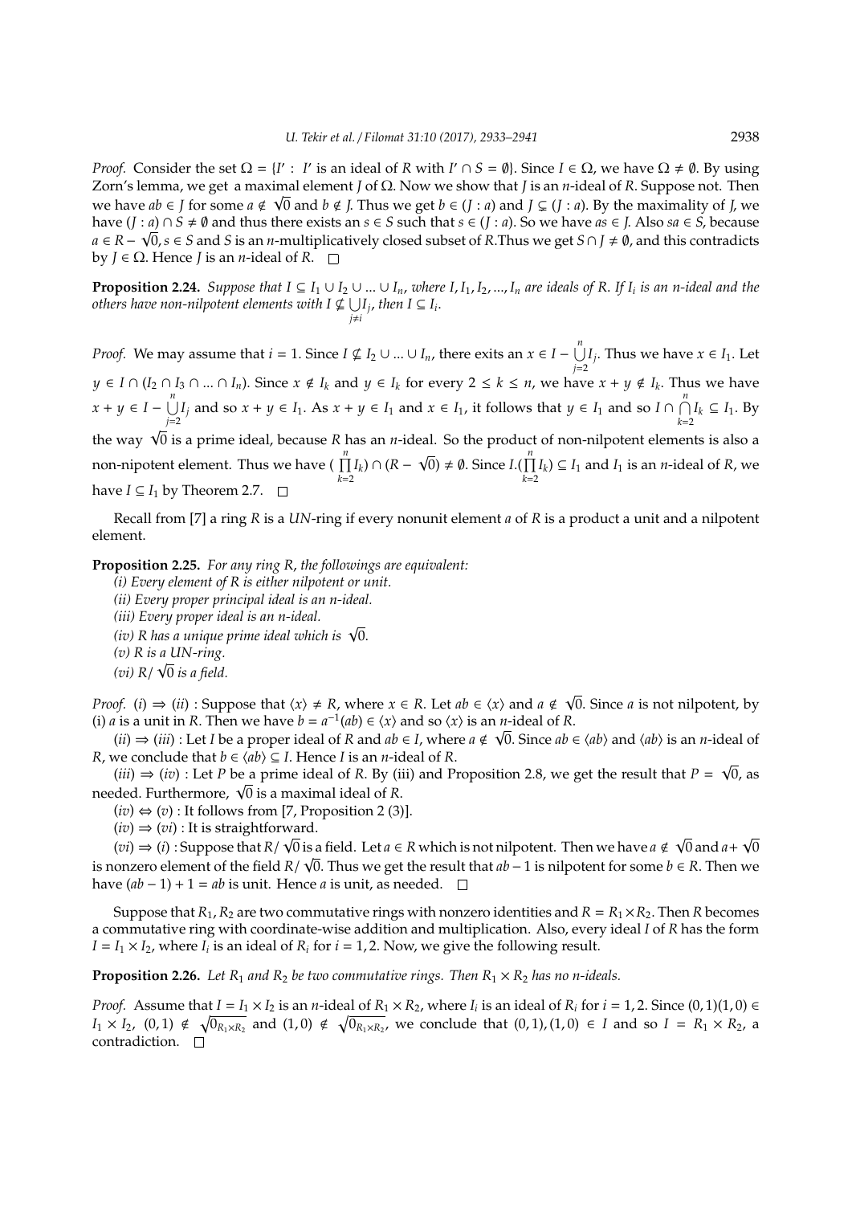*Proof.* Consider the set $\Omega = \{I' : I'$ is an ideal of $R$ with $I' \cap S = \emptyset\}$. Since $I \in \Omega$, we have $\Omega \neq \emptyset$. By using Zorn's lemma, we get a maximal element $J$ of $\Omega$. Now we show that $J$ is an $n$-ideal of $R$. Suppose not. Then we have $ab \in J$ for some $a \notin \sqrt{0}$ and $b \notin J$. Thus we get $b \in (J : a)$ and $J \subsetneq (J : a)$. By the maximality of $J$, we have $(J : a) \cap S \neq \emptyset$ and thus there exists an $s \in S$ such that $s \in (J : a)$. So we have $as \in J$. Also $sa \in S$, because $a \in R - \sqrt{0}, s \in S$ and $S$ is an $n$-multiplicatively closed subset of $R$.Thus we get $S \cap J \neq \emptyset$, and this contradicts by $J \in \Omega$. Hence $J$ is an $n$-ideal of $R$. $\square$

**Proposition 2.24.** *Suppose that $I \subseteq I_1 \cup I_2 \cup ... \cup I_n$, where $I, I_1, I_2, ..., I_n$ are ideals of $R$. If $I_i$ is an $n$-ideal and the others have non-nilpotent elements with $I \nsubseteq \bigcup_{j \neq i} I_j$, then $I \subseteq I_i$.*

*Proof.* We may assume that $i = 1$. Since $I \nsubseteq I_2 \cup ... \cup I_n$, there exits an $x \in I - \bigcup_{j=2}^{n} I_j$. Thus we have $x \in I_1$. Let $y \in I \cap (I_2 \cap I_3 \cap ... \cap I_n)$. Since $x \notin I_k$ and $y \in I_k$ for every $2 \leq k \leq n$, we have $x + y \notin I_k$. Thus we have $x + y \in I - \bigcup_{j=2}^{n} I_j$ and so $x + y \in I_1$. As $x + y \in I_1$ and $x \in I_1$, it follows that $y \in I_1$ and so $I \cap \bigcap_{k=2}^{n} I_k \subseteq I_1$. By the way $\sqrt{0}$ is a prime ideal, because $R$ has an $n$-ideal. So the product of non-nilpotent elements is also a non-nipotent element. Thus we have $(\prod_{k=2}^{n} I_k) \cap (R - \sqrt{0}) \neq \emptyset$. Since $I.(\prod_{k=2}^{n} I_k) \subseteq I_1$ and $I_1$ is an $n$-ideal of $R$, we have $I \subseteq I_1$ by Theorem 2.7. $\square$

Recall from [7] a ring $R$ is a *UN*-ring if every nonunit element $a$ of $R$ is a product a unit and a nilpotent element.

**Proposition 2.25.** *For any ring $R$, the followings are equivalent:*

*(i) Every element of $R$ is either nilpotent or unit.*

*(ii) Every proper principal ideal is an $n$-ideal.*

*(iii) Every proper ideal is an $n$-ideal.*

*(iv) $R$ has a unique prime ideal which is $\sqrt{0}$.*

*(v) $R$ is a UN-ring.*

*(vi) $R/\sqrt{0}$ is a field.*

*Proof.* $(i) \Rightarrow (ii)$ : Suppose that $\langle x \rangle \neq R$, where $x \in R$. Let $ab \in \langle x \rangle$ and $a \notin \sqrt{0}$. Since $a$ is not nilpotent, by (i) $a$ is a unit in $R$. Then we have $b = a^{-1}(ab) \in \langle x \rangle$ and so $\langle x \rangle$ is an $n$-ideal of $R$.

$(ii) \Rightarrow (iii)$ : Let $I$ be a proper ideal of $R$ and $ab \in I$, where $a \notin \sqrt{0}$. Since $ab \in \langle ab \rangle$ and $\langle ab \rangle$ is an $n$-ideal of $R$, we conclude that $b \in \langle ab \rangle \subseteq I$. Hence $I$ is an $n$-ideal of $R$.

$(iii) \Rightarrow (iv)$ : Let $P$ be a prime ideal of $R$. By (iii) and Proposition 2.8, we get the result that $P = \sqrt{0}$, as needed. Furthermore, $\sqrt{0}$ is a maximal ideal of $R$.

$(iv) \Leftrightarrow (v)$ : It follows from [7, Proposition 2 (3)].

$(iv) \Rightarrow (vi)$ : It is straightforward.

$(vi) \Rightarrow (i)$ : Suppose that $R/\sqrt{0}$ is a field. Let $a \in R$ which is not nilpotent. Then we have $a \notin \sqrt{0}$ and $a + \sqrt{0}$ is nonzero element of the field $R/\sqrt{0}$. Thus we get the result that $ab - 1$ is nilpotent for some $b \in R$. Then we have $(ab - 1) + 1 = ab$ is unit. Hence $a$ is unit, as needed. $\square$

Suppose that $R_1, R_2$ are two commutative rings with nonzero identities and $R = R_1 \times R_2$. Then $R$ becomes a commutative ring with coordinate-wise addition and multiplication. Also, every ideal $I$ of $R$ has the form $I = I_1 \times I_2$, where $I_i$ is an ideal of $R_i$ for $i = 1, 2$. Now, we give the following result.

**Proposition 2.26.** *Let $R_1$ and $R_2$ be two commutative rings. Then $R_1 \times R_2$ has no $n$-ideals.*

*Proof.* Assume that $I = I_1 \times I_2$ is an $n$-ideal of $R_1 \times R_2$, where $I_i$ is an ideal of $R_i$ for $i = 1, 2$. Since $(0, 1)(1, 0) \in I_1 \times I_2$, $(0, 1) \notin \sqrt{0_{R_1 \times R_2}}$ and $(1, 0) \notin \sqrt{0_{R_1 \times R_2}}$, we conclude that $(0, 1), (1, 0) \in I$ and so $I = R_1 \times R_2$, a contradiction. $\square$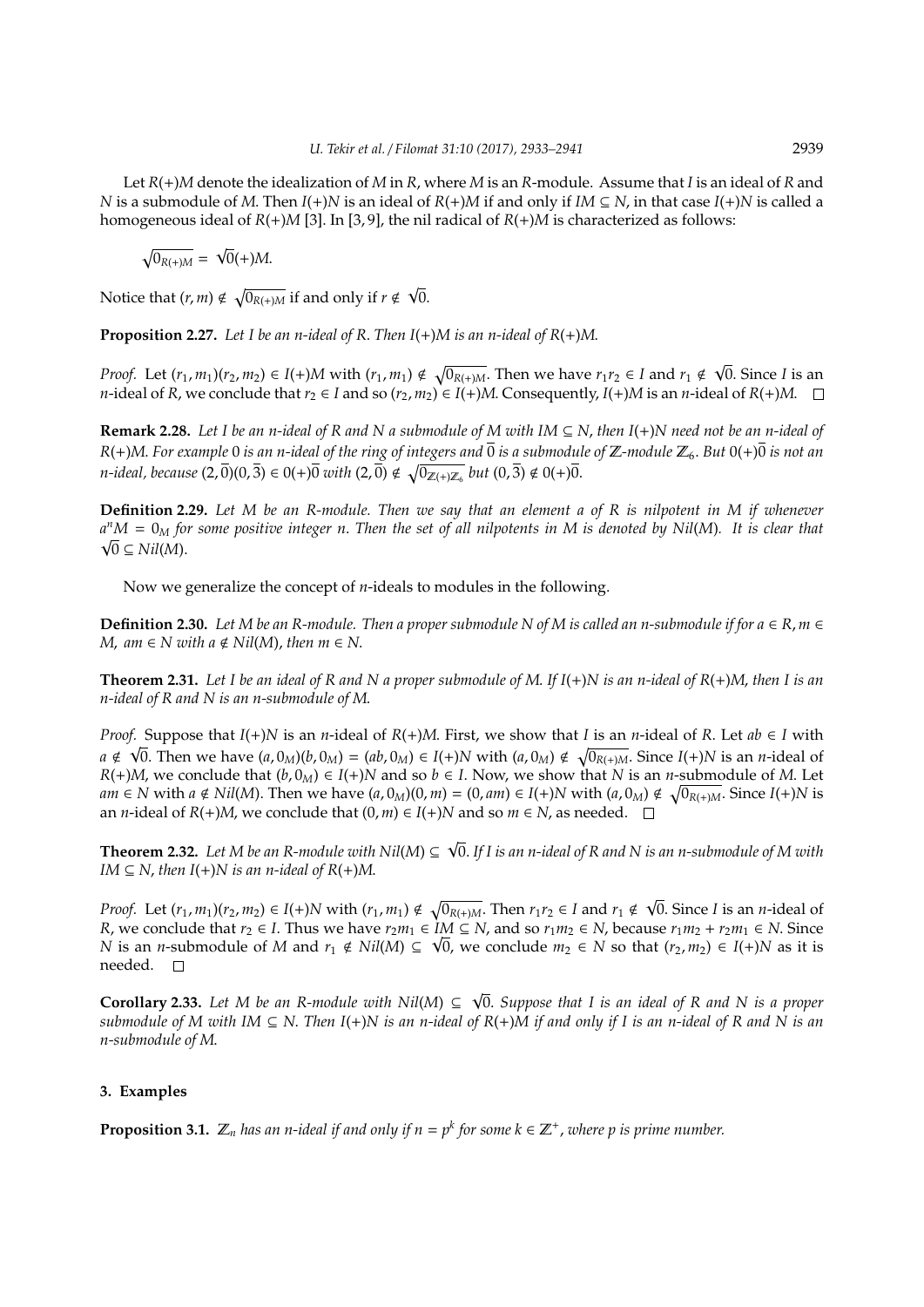Let $R(+)M$ denote the idealization of $M$ in $R$, where $M$ is an $R$-module. Assume that $I$ is an ideal of $R$ and $N$ is a submodule of $M$. Then $I(+)N$ is an ideal of $R(+)M$ if and only if $IM \subseteq N$, in that case $I(+)N$ is called a homogeneous ideal of $R(+)M$ [3]. In [3, 9], the nil radical of $R(+)M$ is characterized as follows:

$$\sqrt{0_{R(+)M}} = \sqrt{0}(+)M.$$

Notice that $(r, m) \notin \sqrt{0_{R(+)M}}$ if and only if $r \notin \sqrt{0}$.

**Proposition 2.27.** *Let $I$ be an $n$-ideal of $R$. Then $I(+)M$ is an $n$-ideal of $R(+)M$.*

*Proof.* Let $(r_1, m_1)(r_2, m_2) \in I(+)M$ with $(r_1, m_1) \notin \sqrt{0_{R(+)M}}$. Then we have $r_1r_2 \in I$ and $r_1 \notin \sqrt{0}$. Since $I$ is an $n$-ideal of $R$, we conclude that $r_2 \in I$ and so $(r_2, m_2) \in I(+)M$. Consequently, $I(+)M$ is an $n$-ideal of $R(+)M$. □

**Remark 2.28.** *Let $I$ be an $n$-ideal of $R$ and $N$ a submodule of $M$ with $IM \subseteq N$, then $I(+)N$ need not be an $n$-ideal of $R(+)M$. For example $0$ is an $n$-ideal of the ring of integers and $\overline{0}$ is a submodule of $\mathbb{Z}$-module $\mathbb{Z}_6$. But $0(+)\overline{0}$ is not an $n$-ideal, because $(2, \overline{0})(0, \overline{3}) \in 0(+)\overline{0}$ with $(2, \overline{0}) \notin \sqrt{0_{\mathbb{Z}(+)\mathbb{Z}_6}}$ but $(0, \overline{3}) \notin 0(+)\overline{0}$.*

**Definition 2.29.** *Let $M$ be an $R$-module. Then we say that an element $a$ of $R$ is nilpotent in $M$ if whenever $a^nM = 0_M$ for some positive integer $n$. Then the set of all nilpotents in $M$ is denoted by $Nil(M)$. It is clear that $\sqrt{0} \subseteq Nil(M)$.*

Now we generalize the concept of $n$-ideals to modules in the following.

**Definition 2.30.** *Let $M$ be an $R$-module. Then a proper submodule $N$ of $M$ is called an $n$-submodule if for $a \in R, m \in M$, $am \in N$ with $a \notin Nil(M)$, then $m \in N$.*

**Theorem 2.31.** *Let $I$ be an ideal of $R$ and $N$ a proper submodule of $M$. If $I(+)N$ is an $n$-ideal of $R(+)M$, then $I$ is an $n$-ideal of $R$ and $N$ is an $n$-submodule of $M$.*

*Proof.* Suppose that $I(+)N$ is an $n$-ideal of $R(+)M$. First, we show that $I$ is an $n$-ideal of $R$. Let $ab \in I$ with $a \notin \sqrt{0}$. Then we have $(a, 0_M)(b, 0_M) = (ab, 0_M) \in I(+)N$ with $(a, 0_M) \notin \sqrt{0_{R(+)M}}$. Since $I(+)N$ is an $n$-ideal of $R(+)M$, we conclude that $(b, 0_M) \in I(+)N$ and so $b \in I$. Now, we show that $N$ is an $n$-submodule of $M$. Let $am \in N$ with $a \notin Nil(M)$. Then we have $(a, 0_M)(0, m) = (0, am) \in I(+)N$ with $(a, 0_M) \notin \sqrt{0_{R(+)M}}$. Since $I(+)N$ is an $n$-ideal of $R(+)M$, we conclude that $(0, m) \in I(+)N$ and so $m \in N$, as needed. □

**Theorem 2.32.** *Let $M$ be an $R$-module with $Nil(M) \subseteq \sqrt{0}$. If $I$ is an $n$-ideal of $R$ and $N$ is an $n$-submodule of $M$ with $IM \subseteq N$, then $I(+)N$ is an $n$-ideal of $R(+)M$.*

*Proof.* Let $(r_1, m_1)(r_2, m_2) \in I(+)N$ with $(r_1, m_1) \notin \sqrt{0_{R(+)M}}$. Then $r_1r_2 \in I$ and $r_1 \notin \sqrt{0}$. Since $I$ is an $n$-ideal of $R$, we conclude that $r_2 \in I$. Thus we have $r_2m_1 \in IM \subseteq N$, and so $r_1m_2 \in N$, because $r_1m_2 + r_2m_1 \in N$. Since $N$ is an $n$-submodule of $M$ and $r_1 \notin Nil(M) \subseteq \sqrt{0}$, we conclude $m_2 \in N$ so that $(r_2, m_2) \in I(+)N$ as it is needed. □

**Corollary 2.33.** *Let $M$ be an $R$-module with $Nil(M) \subseteq \sqrt{0}$. Suppose that $I$ is an ideal of $R$ and $N$ is a proper submodule of $M$ with $IM \subseteq N$. Then $I(+)N$ is an $n$-ideal of $R(+)M$ if and only if $I$ is an $n$-ideal of $R$ and $N$ is an $n$-submodule of $M$.*

## 3. Examples

**Proposition 3.1.** *$\mathbb{Z}_n$ has an $n$-ideal if and only if $n = p^k$ for some $k \in \mathbb{Z}^+$, where $p$ is prime number.*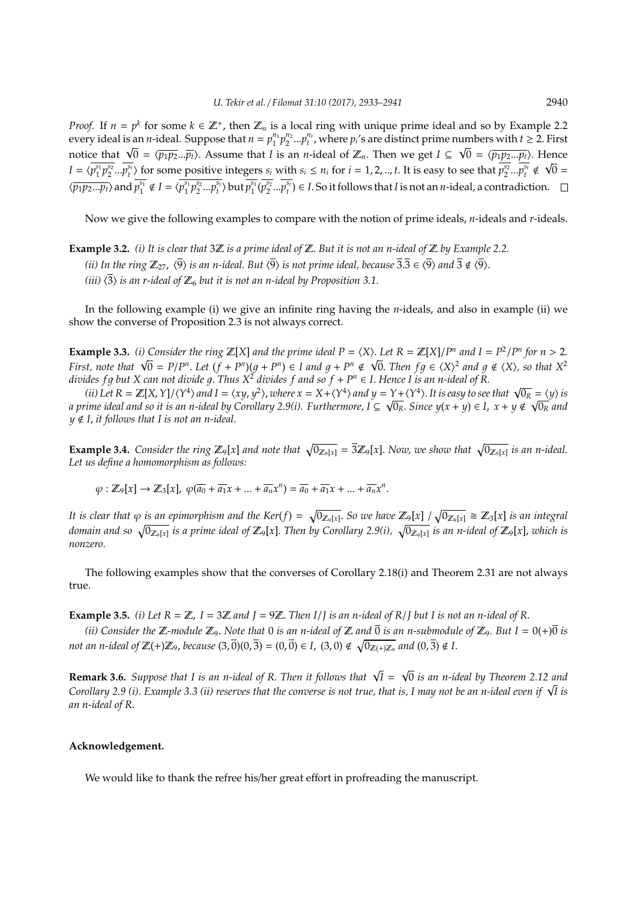*Proof.* If $n = p^k$ for some $k \in \mathbb{Z}^+$, then $\mathbb{Z}_n$ is a local ring with unique prime ideal and so by Example 2.2 every ideal is an $n$-ideal. Suppose that $n = p_1^{n_1} p_2^{n_2} ... p_t^{n_t}$, where $p_i$'s are distinct prime numbers with $t \geq 2$. First notice that $\sqrt{0} = \langle \overline{p_1 p_2 ... p_t} \rangle$. Assume that $I$ is an $n$-ideal of $\mathbb{Z}_n$. Then we get $I \subseteq \sqrt{0} = \langle \overline{p_1 p_2 ... p_t} \rangle$. Hence $I = \langle \overline{p_1^{s_1} p_2^{s_2} ... p_t^{s_t}} \rangle$ for some positive integers $s_i$ with $s_i \leq n_i$ for $i = 1, 2, .., t$. It is easy to see that $\overline{p_2^{s_2} ... p_t^{s_t}} \notin \sqrt{0} = \langle \overline{p_1 p_2 ... p_t} \rangle$ and $\overline{p_1^{s_1}} \notin I = \langle \overline{p_1^{s_1} p_2^{s_2} ... p_t^{s_t}} \rangle$ but $\overline{p_1^{s_1}} (\overline{p_2^{s_2} ... p_t^{s_t}}) \in I$. So it follows that $I$ is not an $n$-ideal, a contradiction. $\square$

Now we give the following examples to compare with the notion of prime ideals, $n$-ideals and $r$-ideals.

**Example 3.2.** *(i) It is clear that $3\mathbb{Z}$ is a prime ideal of $\mathbb{Z}$. But it is not an $n$-ideal of $\mathbb{Z}$ by Example 2.2.*

*(ii) In the ring $\mathbb{Z}_{27}$, $\langle \overline{9} \rangle$ is an $n$-ideal. But $\langle \overline{9} \rangle$ is not prime ideal, because $\overline{3}.\overline{3} \in \langle \overline{9} \rangle$ and $\overline{3} \notin \langle \overline{9} \rangle$.*

*(iii) $\langle \overline{3} \rangle$ is an $r$-ideal of $\mathbb{Z}_6$ but it is not an $n$-ideal by Proposition 3.1.*

In the following example (i) we give an infinite ring having the $n$-ideals, and also in example (ii) we show the converse of Proposition 2.3 is not always correct.

**Example 3.3.** *(i) Consider the ring $\mathbb{Z}[X]$ and the prime ideal $P = \langle X \rangle$. Let $R = \mathbb{Z}[X]/P^n$ and $I = P^2/P^n$ for $n > 2$. First, note that $\sqrt{0} = P/P^n$. Let $(f + P^n)(g + P^n) \in I$ and $g + P^n \notin \sqrt{0}$. Then $fg \in \langle X \rangle^2$ and $g \notin \langle X \rangle$, so that $X^2$ divides $fg$ but $X$ can not divide $g$. Thus $X^2$ divides $f$ and so $f + P^n \in I$. Hence $I$ is an $n$-ideal of $R$.*

*(ii) Let $R = \mathbb{Z}[X, Y]/\langle Y^4 \rangle$ and $I = \langle xy, y^2 \rangle$, where $x = X + \langle Y^4 \rangle$ and $y = Y + \langle Y^4 \rangle$. It is easy to see that $\sqrt{0_R} = \langle y \rangle$ is a prime ideal and so it is an $n$-ideal by Corollary 2.9(i). Furthermore, $I \subseteq \sqrt{0_R}$. Since $y(x + y) \in I$, $x + y \notin \sqrt{0_R}$ and $y \notin I$, it follows that $I$ is not an $n$-ideal.*

**Example 3.4.** *Consider the ring $\mathbb{Z}_9[x]$ and note that $\sqrt{0_{\mathbb{Z}_9[x]}} = \overline{3}\mathbb{Z}_9[x]$. Now, we show that $\sqrt{0_{\mathbb{Z}_9[x]}}$ is an $n$-ideal. Let us define a homomorphism as follows:*

$$\varphi : \mathbb{Z}_9[x] \to \mathbb{Z}_3[x],\ \varphi(\overline{a_0} + \overline{a_1}x + ... + \overline{a_n}x^n) = \overline{a_0} + \overline{a_1}x + ... + \overline{a_n}x^n.$$

*It is clear that $\varphi$ is an epimorphism and the $Ker(f) = \sqrt{0_{\mathbb{Z}_9[x]}}$. So we have $\mathbb{Z}_9[x] \,/ \sqrt{0_{\mathbb{Z}_9[x]}} \cong \mathbb{Z}_3[x]$ is an integral domain and so $\sqrt{0_{\mathbb{Z}_9[x]}}$ is a prime ideal of $\mathbb{Z}_9[x]$. Then by Corollary 2.9(i), $\sqrt{0_{\mathbb{Z}_9[x]}}$ is an $n$-ideal of $\mathbb{Z}_9[x]$, which is nonzero.*

The following examples show that the converses of Corollary 2.18(i) and Theorem 2.31 are not always true.

**Example 3.5.** *(i) Let $R = \mathbb{Z}$, $I = 3\mathbb{Z}$ and $J = 9\mathbb{Z}$. Then $I/J$ is an $n$-ideal of $R/J$ but $I$ is not an $n$-ideal of $R$.*

*(ii) Consider the $\mathbb{Z}$-module $\mathbb{Z}_9$. Note that $0$ is an $n$-ideal of $\mathbb{Z}$ and $\overline{0}$ is an $n$-submodule of $\mathbb{Z}_9$. But $I = 0(+)\overline{0}$ is not an $n$-ideal of $\mathbb{Z}(+)\mathbb{Z}_9$, because $(3, \overline{0})(0, \overline{3}) = (0, \overline{0}) \in I$, $(3, 0) \notin \sqrt{0_{\mathbb{Z}(+)\mathbb{Z}_9}}$ and $(0, \overline{3}) \notin I$.*

**Remark 3.6.** *Suppose that $I$ is an $n$-ideal of $R$. Then it follows that $\sqrt{I} = \sqrt{0}$ is an $n$-ideal by Theorem 2.12 and Corollary 2.9 (i). Example 3.3 (ii) reserves that the converse is not true, that is, $I$ may not be an $n$-ideal even if $\sqrt{I}$ is an $n$-ideal of $R$.*

**Acknowledgement.**

We would like to thank the refree his/her great effort in profreading the manuscript.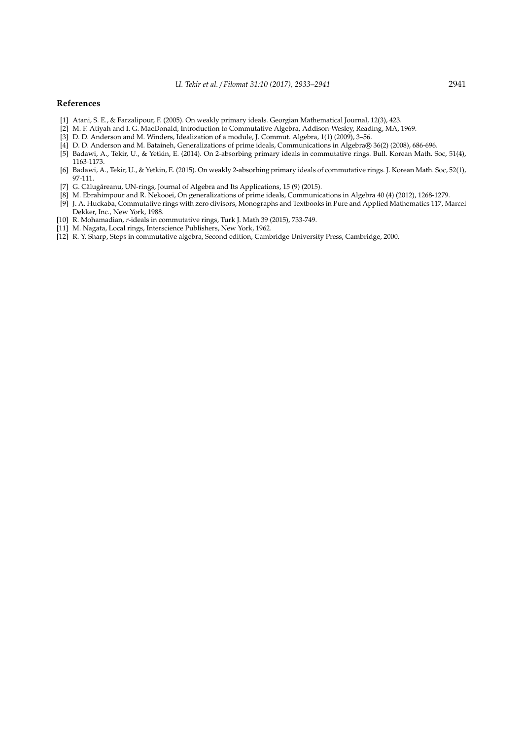## References

[1] Atani, S. E., & Farzalipour, F. (2005). On weakly primary ideals. Georgian Mathematical Journal, 12(3), 423.

[2] M. F. Atiyah and I. G. MacDonald, Introduction to Commutative Algebra, Addison-Wesley, Reading, MA, 1969.

[3] D. D. Anderson and M. Winders, Idealization of a module, J. Commut. Algebra, 1(1) (2009), 3–56.

[4] D. D. Anderson and M. Bataineh, Generalizations of prime ideals, Communications in Algebra® 36(2) (2008), 686-696.

[5] Badawi, A., Tekir, U., & Yetkin, E. (2014). On 2-absorbing primary ideals in commutative rings. Bull. Korean Math. Soc, 51(4), 1163-1173.

[6] Badawi, A., Tekir, U., & Yetkin, E. (2015). On weakly 2-absorbing primary ideals of commutative rings. J. Korean Math. Soc, 52(1), 97-111.

[7] G. Călugăreanu, UN-rings, Journal of Algebra and Its Applications, 15 (9) (2015).

[8] M. Ebrahimpour and R. Nekooei, On generalizations of prime ideals, Communications in Algebra 40 (4) (2012), 1268-1279.

[9] J. A. Huckaba, Commutative rings with zero divisors, Monographs and Textbooks in Pure and Applied Mathematics 117, Marcel Dekker, Inc., New York, 1988.

[10] R. Mohamadian, *r*-ideals in commutative rings, Turk J. Math 39 (2015), 733-749.

[11] M. Nagata, Local rings, Interscience Publishers, New York, 1962.

[12] R. Y. Sharp, Steps in commutative algebra, Second edition, Cambridge University Press, Cambridge, 2000.